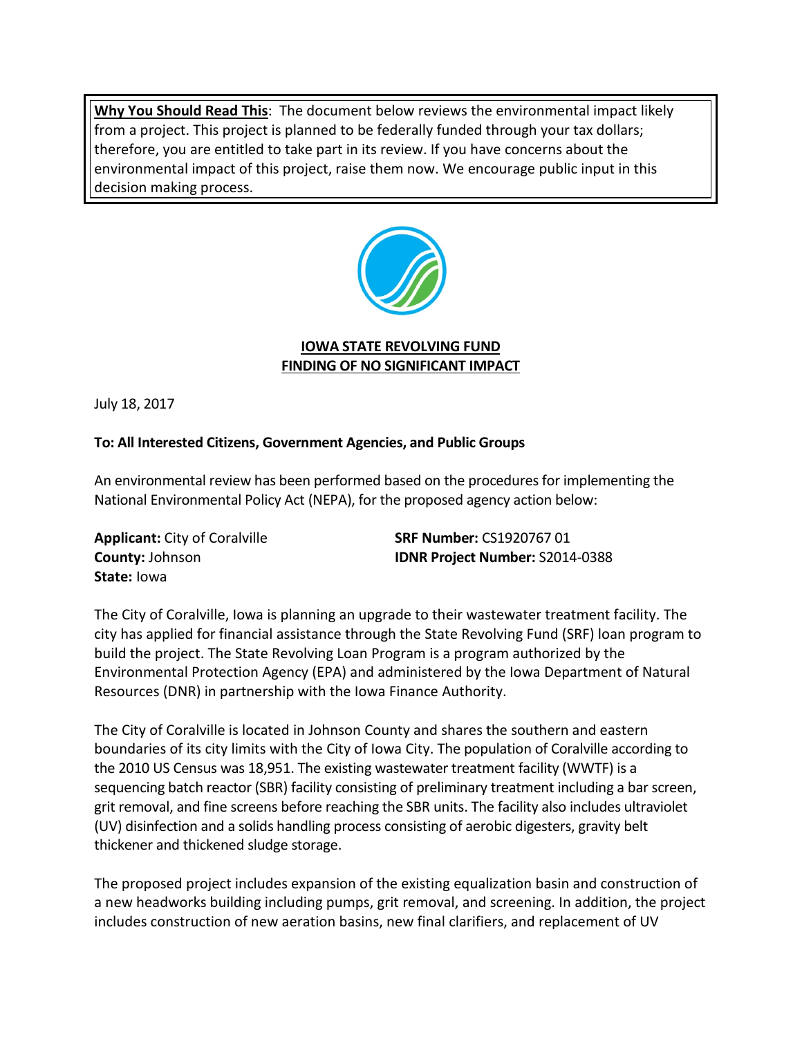**Why You Should Read This**: The document below reviews the environmental impact likely from a project. This project is planned to be federally funded through your tax dollars; therefore, you are entitled to take part in its review. If you have concerns about the environmental impact of this project, raise them now. We encourage public input in this decision making process.

## IOWA STATE REVOLVING FUND
## FINDING OF NO SIGNIFICANT IMPACT

July 18, 2017

**To: All Interested Citizens, Government Agencies, and Public Groups**

An environmental review has been performed based on the procedures for implementing the National Environmental Policy Act (NEPA), for the proposed agency action below:

**Applicant:** City of Coralville
**County:** Johnson
**State:** Iowa

**SRF Number:** CS1920767 01
**IDNR Project Number:** S2014-0388

The City of Coralville, Iowa is planning an upgrade to their wastewater treatment facility. The city has applied for financial assistance through the State Revolving Fund (SRF) loan program to build the project. The State Revolving Loan Program is a program authorized by the Environmental Protection Agency (EPA) and administered by the Iowa Department of Natural Resources (DNR) in partnership with the Iowa Finance Authority.

The City of Coralville is located in Johnson County and shares the southern and eastern boundaries of its city limits with the City of Iowa City. The population of Coralville according to the 2010 US Census was 18,951. The existing wastewater treatment facility (WWTF) is a sequencing batch reactor (SBR) facility consisting of preliminary treatment including a bar screen, grit removal, and fine screens before reaching the SBR units. The facility also includes ultraviolet (UV) disinfection and a solids handling process consisting of aerobic digesters, gravity belt thickener and thickened sludge storage.

The proposed project includes expansion of the existing equalization basin and construction of a new headworks building including pumps, grit removal, and screening. In addition, the project includes construction of new aeration basins, new final clarifiers, and replacement of UV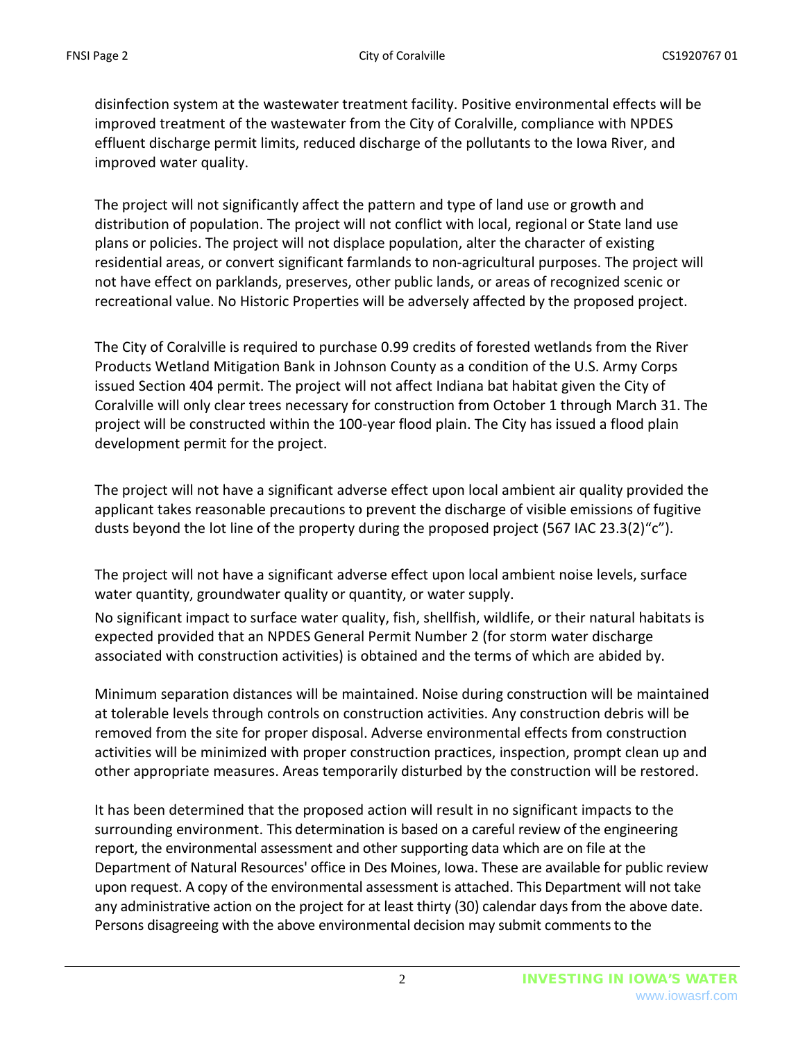disinfection system at the wastewater treatment facility. Positive environmental effects will be improved treatment of the wastewater from the City of Coralville, compliance with NPDES effluent discharge permit limits, reduced discharge of the pollutants to the Iowa River, and improved water quality.

The project will not significantly affect the pattern and type of land use or growth and distribution of population. The project will not conflict with local, regional or State land use plans or policies. The project will not displace population, alter the character of existing residential areas, or convert significant farmlands to non-agricultural purposes. The project will not have effect on parklands, preserves, other public lands, or areas of recognized scenic or recreational value. No Historic Properties will be adversely affected by the proposed project.

The City of Coralville is required to purchase 0.99 credits of forested wetlands from the River Products Wetland Mitigation Bank in Johnson County as a condition of the U.S. Army Corps issued Section 404 permit. The project will not affect Indiana bat habitat given the City of Coralville will only clear trees necessary for construction from October 1 through March 31. The project will be constructed within the 100-year flood plain. The City has issued a flood plain development permit for the project.

The project will not have a significant adverse effect upon local ambient air quality provided the applicant takes reasonable precautions to prevent the discharge of visible emissions of fugitive dusts beyond the lot line of the property during the proposed project (567 IAC 23.3(2)"c").

The project will not have a significant adverse effect upon local ambient noise levels, surface water quantity, groundwater quality or quantity, or water supply.

No significant impact to surface water quality, fish, shellfish, wildlife, or their natural habitats is expected provided that an NPDES General Permit Number 2 (for storm water discharge associated with construction activities) is obtained and the terms of which are abided by.

Minimum separation distances will be maintained. Noise during construction will be maintained at tolerable levels through controls on construction activities. Any construction debris will be removed from the site for proper disposal. Adverse environmental effects from construction activities will be minimized with proper construction practices, inspection, prompt clean up and other appropriate measures. Areas temporarily disturbed by the construction will be restored.

It has been determined that the proposed action will result in no significant impacts to the surrounding environment. This determination is based on a careful review of the engineering report, the environmental assessment and other supporting data which are on file at the Department of Natural Resources' office in Des Moines, Iowa. These are available for public review upon request. A copy of the environmental assessment is attached. This Department will not take any administrative action on the project for at least thirty (30) calendar days from the above date. Persons disagreeing with the above environmental decision may submit comments to the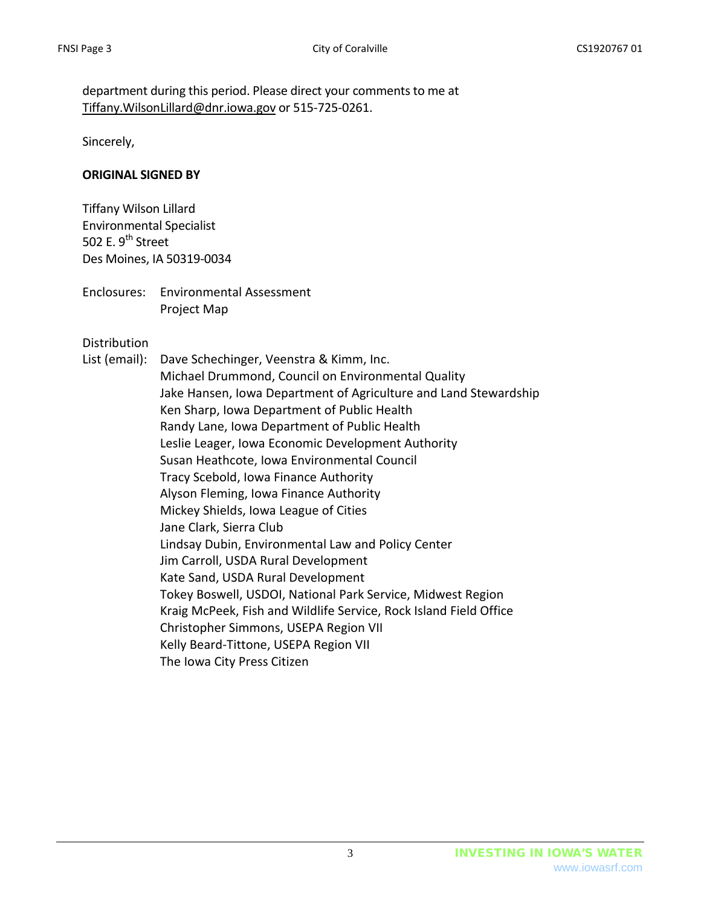department during this period. Please direct your comments to me at Tiffany.WilsonLillard@dnr.iowa.gov or 515-725-0261.

Sincerely,

**ORIGINAL SIGNED BY**

Tiffany Wilson Lillard
Environmental Specialist
502 E. 9th Street
Des Moines, IA 50319-0034

Enclosures: Environmental Assessment
Project Map

Distribution List (email):
Dave Schechinger, Veenstra & Kimm, Inc.
Michael Drummond, Council on Environmental Quality
Jake Hansen, Iowa Department of Agriculture and Land Stewardship
Ken Sharp, Iowa Department of Public Health
Randy Lane, Iowa Department of Public Health
Leslie Leager, Iowa Economic Development Authority
Susan Heathcote, Iowa Environmental Council
Tracy Scebold, Iowa Finance Authority
Alyson Fleming, Iowa Finance Authority
Mickey Shields, Iowa League of Cities
Jane Clark, Sierra Club
Lindsay Dubin, Environmental Law and Policy Center
Jim Carroll, USDA Rural Development
Kate Sand, USDA Rural Development
Tokey Boswell, USDOI, National Park Service, Midwest Region
Kraig McPeek, Fish and Wildlife Service, Rock Island Field Office
Christopher Simmons, USEPA Region VII
Kelly Beard-Tittone, USEPA Region VII
The Iowa City Press Citizen